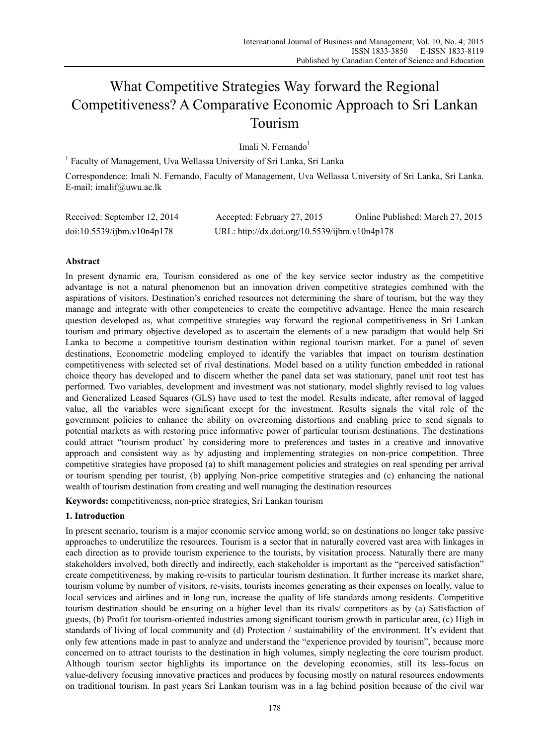# What Competitive Strategies Way forward the Regional Competitiveness? A Comparative Economic Approach to Sri Lankan Tourism

Imali N. Fernando[1]

[1] Faculty of Management, Uva Wellassa University of Sri Lanka, Sri Lanka

Correspondence: Imali N. Fernando, Faculty of Management, Uva Wellassa University of Sri Lanka, Sri Lanka. E-mail: imalif@uwu.ac.lk

Received: September 12, 2014 Accepted: February 27, 2015 Online Published: March 27, 2015

doi:10.5539/ijbm.v10n4p178 URL: http://dx.doi.org/10.5539/ijbm.v10n4p178

## Abstract

In present dynamic era, Tourism considered as one of the key service sector industry as the competitive advantage is not a natural phenomenon but an innovation driven competitive strategies combined with the aspirations of visitors. Destination's enriched resources not determining the share of tourism, but the way they manage and integrate with other competencies to create the competitive advantage. Hence the main research question developed as, what competitive strategies way forward the regional competitiveness in Sri Lankan tourism and primary objective developed as to ascertain the elements of a new paradigm that would help Sri Lanka to become a competitive tourism destination within regional tourism market. For a panel of seven destinations, Econometric modeling employed to identify the variables that impact on tourism destination competitiveness with selected set of rival destinations. Model based on a utility function embedded in rational choice theory has developed and to discern whether the panel data set was stationary, panel unit root test has performed. Two variables, development and investment was not stationary, model slightly revised to log values and Generalized Leased Squares (GLS) have used to test the model. Results indicate, after removal of lagged value, all the variables were significant except for the investment. Results signals the vital role of the government policies to enhance the ability on overcoming distortions and enabling price to send signals to potential markets as with restoring price informative power of particular tourism destinations. The destinations could attract "tourism product' by considering more to preferences and tastes in a creative and innovative approach and consistent way as by adjusting and implementing strategies on non-price competition. Three competitive strategies have proposed (a) to shift management policies and strategies on real spending per arrival or tourism spending per tourist, (b) applying Non-price competitive strategies and (c) enhancing the national wealth of tourism destination from creating and well managing the destination resources

**Keywords:** competitiveness, non-price strategies, Sri Lankan tourism

## 1. Introduction

In present scenario, tourism is a major economic service among world; so on destinations no longer take passive approaches to underutilize the resources. Tourism is a sector that in naturally covered vast area with linkages in each direction as to provide tourism experience to the tourists, by visitation process. Naturally there are many stakeholders involved, both directly and indirectly, each stakeholder is important as the "perceived satisfaction" create competitiveness, by making re-visits to particular tourism destination. It further increase its market share, tourism volume by number of visitors, re-visits, tourists incomes generating as their expenses on locally, value to local services and airlines and in long run, increase the quality of life standards among residents. Competitive tourism destination should be ensuring on a higher level than its rivals/ competitors as by (a) Satisfaction of guests, (b) Profit for tourism-oriented industries among significant tourism growth in particular area, (c) High in standards of living of local community and (d) Protection / sustainability of the environment. It's evident that only few attentions made in past to analyze and understand the "experience provided by tourism", because more concerned on to attract tourists to the destination in high volumes, simply neglecting the core tourism product. Although tourism sector highlights its importance on the developing economies, still its less-focus on value-delivery focusing innovative practices and produces by focusing mostly on natural resources endowments on traditional tourism. In past years Sri Lankan tourism was in a lag behind position because of the civil war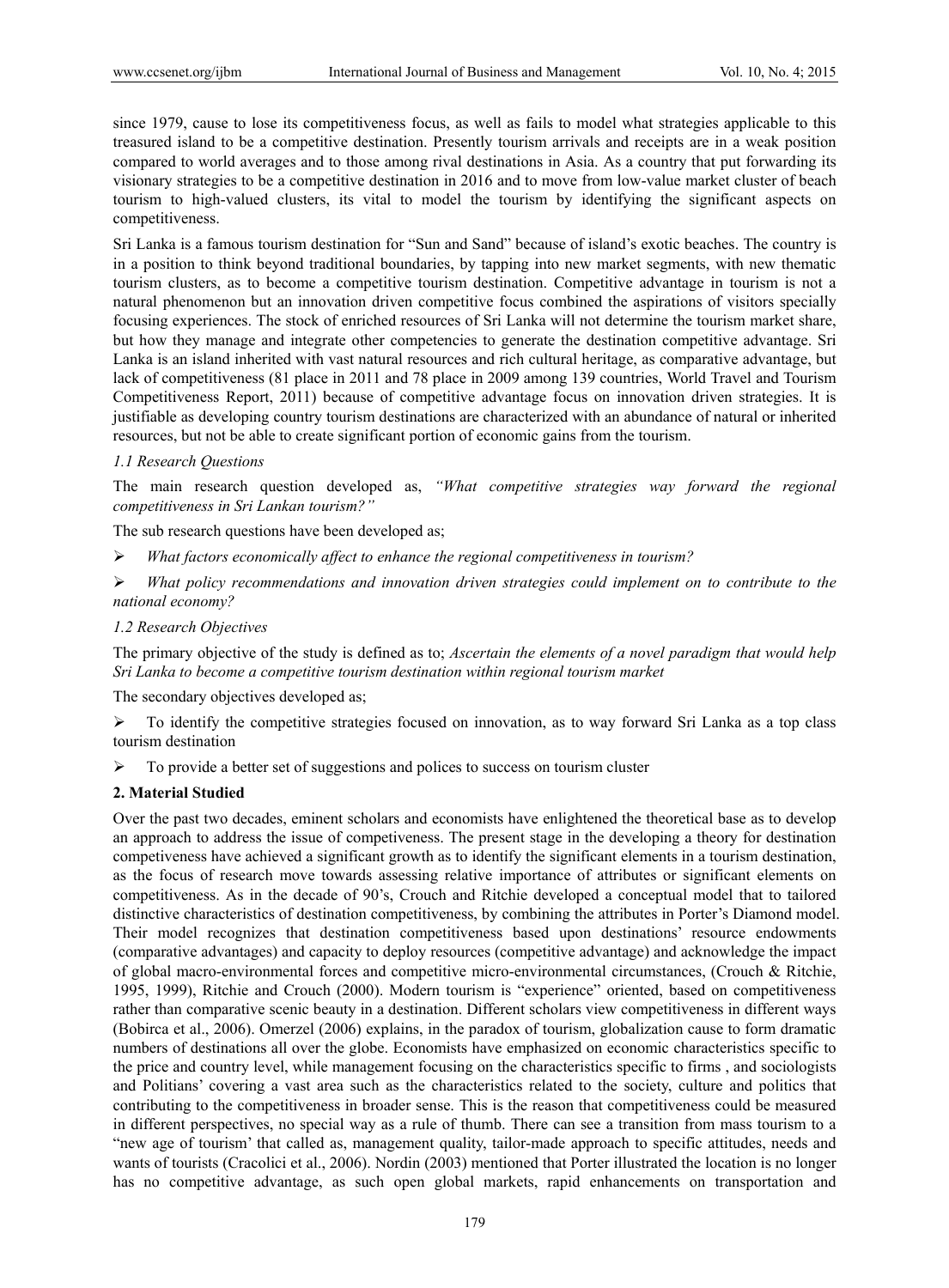since 1979, cause to lose its competitiveness focus, as well as fails to model what strategies applicable to this treasured island to be a competitive destination. Presently tourism arrivals and receipts are in a weak position compared to world averages and to those among rival destinations in Asia. As a country that put forwarding its visionary strategies to be a competitive destination in 2016 and to move from low-value market cluster of beach tourism to high-valued clusters, its vital to model the tourism by identifying the significant aspects on competitiveness.

Sri Lanka is a famous tourism destination for "Sun and Sand" because of island's exotic beaches. The country is in a position to think beyond traditional boundaries, by tapping into new market segments, with new thematic tourism clusters, as to become a competitive tourism destination. Competitive advantage in tourism is not a natural phenomenon but an innovation driven competitive focus combined the aspirations of visitors specially focusing experiences. The stock of enriched resources of Sri Lanka will not determine the tourism market share, but how they manage and integrate other competencies to generate the destination competitive advantage. Sri Lanka is an island inherited with vast natural resources and rich cultural heritage, as comparative advantage, but lack of competitiveness (81 place in 2011 and 78 place in 2009 among 139 countries, World Travel and Tourism Competitiveness Report, 2011) because of competitive advantage focus on innovation driven strategies. It is justifiable as developing country tourism destinations are characterized with an abundance of natural or inherited resources, but not be able to create significant portion of economic gains from the tourism.

### *1.1 Research Questions*

The main research question developed as, *"What competitive strategies way forward the regional competitiveness in Sri Lankan tourism?"*

The sub research questions have been developed as;

- *What factors economically affect to enhance the regional competitiveness in tourism?*
- *What policy recommendations and innovation driven strategies could implement on to contribute to the national economy?*

### *1.2 Research Objectives*

The primary objective of the study is defined as to; *Ascertain the elements of a novel paradigm that would help Sri Lanka to become a competitive tourism destination within regional tourism market*

The secondary objectives developed as;

- To identify the competitive strategies focused on innovation, as to way forward Sri Lanka as a top class tourism destination
- To provide a better set of suggestions and polices to success on tourism cluster

## **2. Material Studied**

Over the past two decades, eminent scholars and economists have enlightened the theoretical base as to develop an approach to address the issue of competiveness. The present stage in the developing a theory for destination competiveness have achieved a significant growth as to identify the significant elements in a tourism destination, as the focus of research move towards assessing relative importance of attributes or significant elements on competitiveness. As in the decade of 90's, Crouch and Ritchie developed a conceptual model that to tailored distinctive characteristics of destination competitiveness, by combining the attributes in Porter's Diamond model. Their model recognizes that destination competitiveness based upon destinations' resource endowments (comparative advantages) and capacity to deploy resources (competitive advantage) and acknowledge the impact of global macro-environmental forces and competitive micro-environmental circumstances, (Crouch & Ritchie, 1995, 1999), Ritchie and Crouch (2000). Modern tourism is "experience" oriented, based on competitiveness rather than comparative scenic beauty in a destination. Different scholars view competitiveness in different ways (Bobirca et al., 2006). Omerzel (2006) explains, in the paradox of tourism, globalization cause to form dramatic numbers of destinations all over the globe. Economists have emphasized on economic characteristics specific to the price and country level, while management focusing on the characteristics specific to firms , and sociologists and Politians' covering a vast area such as the characteristics related to the society, culture and politics that contributing to the competitiveness in broader sense. This is the reason that competitiveness could be measured in different perspectives, no special way as a rule of thumb. There can see a transition from mass tourism to a "new age of tourism' that called as, management quality, tailor-made approach to specific attitudes, needs and wants of tourists (Cracolici et al., 2006). Nordin (2003) mentioned that Porter illustrated the location is no longer has no competitive advantage, as such open global markets, rapid enhancements on transportation and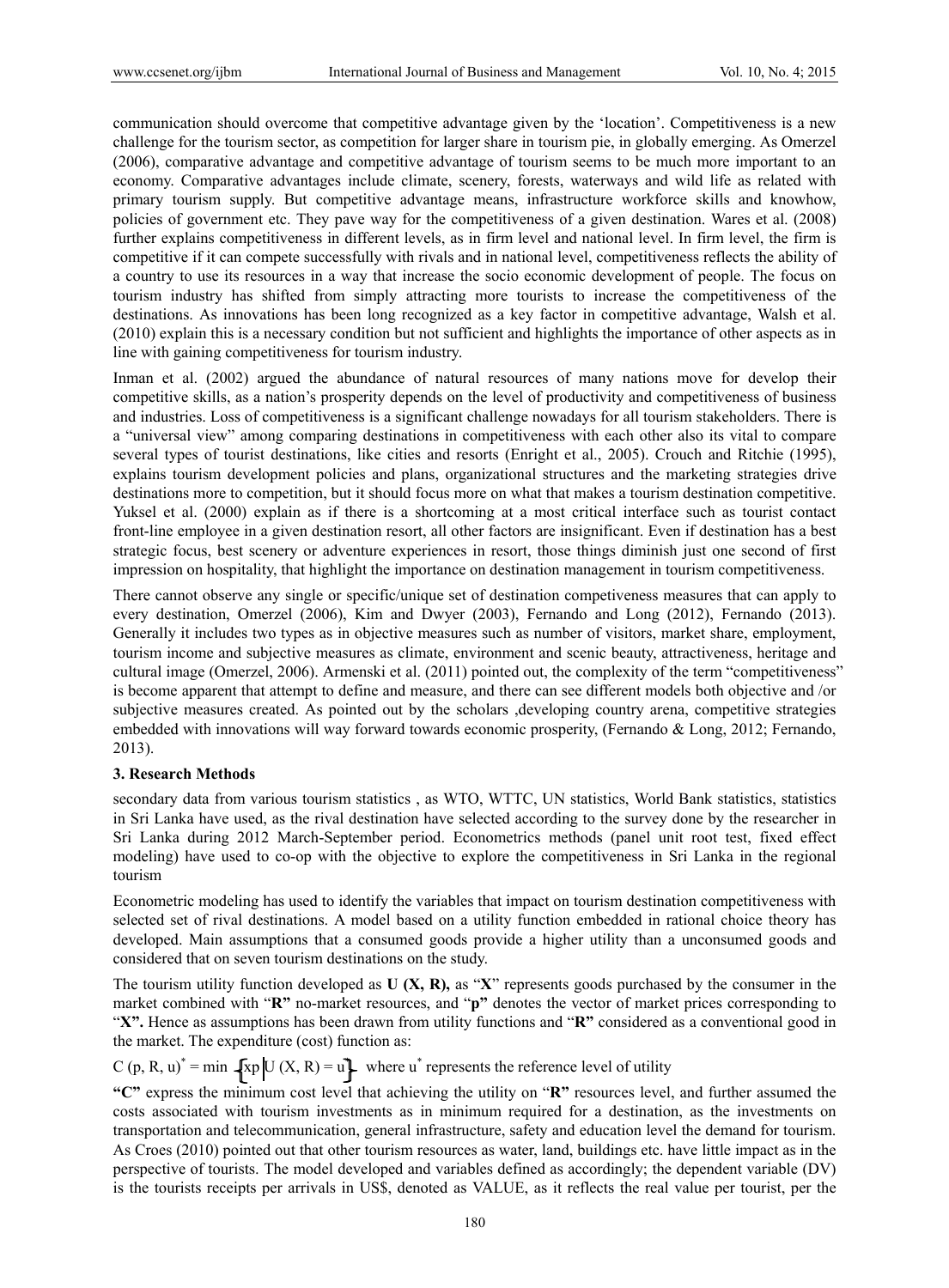communication should overcome that competitive advantage given by the 'location'. Competitiveness is a new challenge for the tourism sector, as competition for larger share in tourism pie, in globally emerging. As Omerzel (2006), comparative advantage and competitive advantage of tourism seems to be much more important to an economy. Comparative advantages include climate, scenery, forests, waterways and wild life as related with primary tourism supply. But competitive advantage means, infrastructure workforce skills and knowhow, policies of government etc. They pave way for the competitiveness of a given destination. Wares et al. (2008) further explains competitiveness in different levels, as in firm level and national level. In firm level, the firm is competitive if it can compete successfully with rivals and in national level, competitiveness reflects the ability of a country to use its resources in a way that increase the socio economic development of people. The focus on tourism industry has shifted from simply attracting more tourists to increase the competitiveness of the destinations. As innovations has been long recognized as a key factor in competitive advantage, Walsh et al. (2010) explain this is a necessary condition but not sufficient and highlights the importance of other aspects as in line with gaining competitiveness for tourism industry.

Inman et al. (2002) argued the abundance of natural resources of many nations move for develop their competitive skills, as a nation's prosperity depends on the level of productivity and competitiveness of business and industries. Loss of competitiveness is a significant challenge nowadays for all tourism stakeholders. There is a "universal view" among comparing destinations in competitiveness with each other also its vital to compare several types of tourist destinations, like cities and resorts (Enright et al., 2005). Crouch and Ritchie (1995), explains tourism development policies and plans, organizational structures and the marketing strategies drive destinations more to competition, but it should focus more on what that makes a tourism destination competitive. Yuksel et al. (2000) explain as if there is a shortcoming at a most critical interface such as tourist contact front-line employee in a given destination resort, all other factors are insignificant. Even if destination has a best strategic focus, best scenery or adventure experiences in resort, those things diminish just one second of first impression on hospitality, that highlight the importance on destination management in tourism competitiveness.

There cannot observe any single or specific/unique set of destination competiveness measures that can apply to every destination, Omerzel (2006), Kim and Dwyer (2003), Fernando and Long (2012), Fernando (2013). Generally it includes two types as in objective measures such as number of visitors, market share, employment, tourism income and subjective measures as climate, environment and scenic beauty, attractiveness, heritage and cultural image (Omerzel, 2006). Armenski et al. (2011) pointed out, the complexity of the term "competitiveness" is become apparent that attempt to define and measure, and there can see different models both objective and /or subjective measures created. As pointed out by the scholars ,developing country arena, competitive strategies embedded with innovations will way forward towards economic prosperity, (Fernando & Long, 2012; Fernando, 2013).

### 3. Research Methods

secondary data from various tourism statistics , as WTO, WTTC, UN statistics, World Bank statistics, statistics in Sri Lanka have used, as the rival destination have selected according to the survey done by the researcher in Sri Lanka during 2012 March-September period. Econometrics methods (panel unit root test, fixed effect modeling) have used to co-op with the objective to explore the competitiveness in Sri Lanka in the regional tourism

Econometric modeling has used to identify the variables that impact on tourism destination competitiveness with selected set of rival destinations. A model based on a utility function embedded in rational choice theory has developed. Main assumptions that a consumed goods provide a higher utility than a unconsumed goods and considered that on seven tourism destinations on the study.

The tourism utility function developed as **U (X, R),** as "**X**" represents goods purchased by the consumer in the market combined with "**R"** no-market resources, and "**p"** denotes the vector of market prices corresponding to "**X".** Hence as assumptions has been drawn from utility functions and "**R"** considered as a conventional good in the market. The expenditure (cost) function as:

$C(p, R, u)^{*} = \min \left\{ xp \,\middle|\, U(X, R) = u^{*} \right\}$ where $u^{*}$ represents the reference level of utility

**"C"** express the minimum cost level that achieving the utility on "**R"** resources level, and further assumed the costs associated with tourism investments as in minimum required for a destination, as the investments on transportation and telecommunication, general infrastructure, safety and education level the demand for tourism. As Croes (2010) pointed out that other tourism resources as water, land, buildings etc. have little impact as in the perspective of tourists. The model developed and variables defined as accordingly; the dependent variable (DV) is the tourists receipts per arrivals in US$, denoted as VALUE, as it reflects the real value per tourist, per the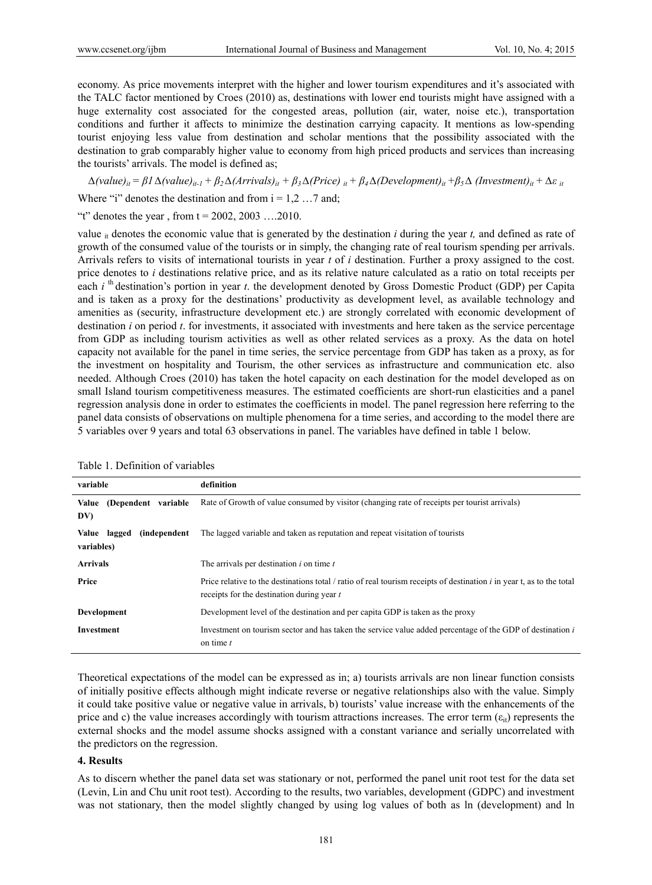economy. As price movements interpret with the higher and lower tourism expenditures and it's associated with the TALC factor mentioned by Croes (2010) as, destinations with lower end tourists might have assigned with a huge externality cost associated for the congested areas, pollution (air, water, noise etc.), transportation conditions and further it affects to minimize the destination carrying capacity. It mentions as low-spending tourist enjoying less value from destination and scholar mentions that the possibility associated with the destination to grab comparably higher value to economy from high priced products and services than increasing the tourists' arrivals. The model is defined as;

$$\Delta(value)_{it} = \beta 1\,\Delta(value)_{it-1} + \beta_2\Delta(Arrivals)_{it} + \beta_3\Delta(Price)_{\ it} + \beta_4\Delta(Development)_{it} + \beta_5\Delta\ (Investment)_{it} + \Delta\varepsilon_{\ it}$$

Where "i" denotes the destination and from i = 1,2 …7 and;

"t" denotes the year , from t = 2002, 2003 ….2010.

value $_{it}$ denotes the economic value that is generated by the destination *i* during the year *t,* and defined as rate of growth of the consumed value of the tourists or in simply, the changing rate of real tourism spending per arrivals. Arrivals refers to visits of international tourists in year *t* of *i* destination. Further a proxy assigned to the cost. price denotes to *i* destinations relative price, and as its relative nature calculated as a ratio on total receipts per each $i^{th}$ destination's portion in year *t*. the development denoted by Gross Domestic Product (GDP) per Capita and is taken as a proxy for the destinations' productivity as development level, as available technology and amenities as (security, infrastructure development etc.) are strongly correlated with economic development of destination *i* on period *t*. for investments, it associated with investments and here taken as the service percentage from GDP as including tourism activities as well as other related services as a proxy. As the data on hotel capacity not available for the panel in time series, the service percentage from GDP has taken as a proxy, as for the investment on hospitality and Tourism, the other services as infrastructure and communication etc. also needed. Although Croes (2010) has taken the hotel capacity on each destination for the model developed as on small Island tourism competitiveness measures. The estimated coefficients are short-run elasticities and a panel regression analysis done in order to estimates the coefficients in model. The panel regression here referring to the panel data consists of observations on multiple phenomena for a time series, and according to the model there are 5 variables over 9 years and total 63 observations in panel. The variables have defined in table 1 below.

Table 1. Definition of variables

| variable | definition |
|---|---|
| **Value (Dependent variable DV)** | Rate of Growth of value consumed by visitor (changing rate of receipts per tourist arrivals) |
| **Value lagged (independent variables)** | The lagged variable and taken as reputation and repeat visitation of tourists |
| **Arrivals** | The arrivals per destination *i* on time *t* |
| **Price** | Price relative to the destinations total / ratio of real tourism receipts of destination *i* in year t, as to the total receipts for the destination during year *t* |
| **Development** | Development level of the destination and per capita GDP is taken as the proxy |
| **Investment** | Investment on tourism sector and has taken the service value added percentage of the GDP of destination *i* on time *t* |

Theoretical expectations of the model can be expressed as in; a) tourists arrivals are non linear function consists of initially positive effects although might indicate reverse or negative relationships also with the value. Simply it could take positive value or negative value in arrivals, b) tourists' value increase with the enhancements of the price and c) the value increases accordingly with tourism attractions increases. The error term ($\varepsilon_{it}$) represents the external shocks and the model assume shocks assigned with a constant variance and serially uncorrelated with the predictors on the regression.

## 4. Results

As to discern whether the panel data set was stationary or not, performed the panel unit root test for the data set (Levin, Lin and Chu unit root test). According to the results, two variables, development (GDPC) and investment was not stationary, then the model slightly changed by using log values of both as ln (development) and ln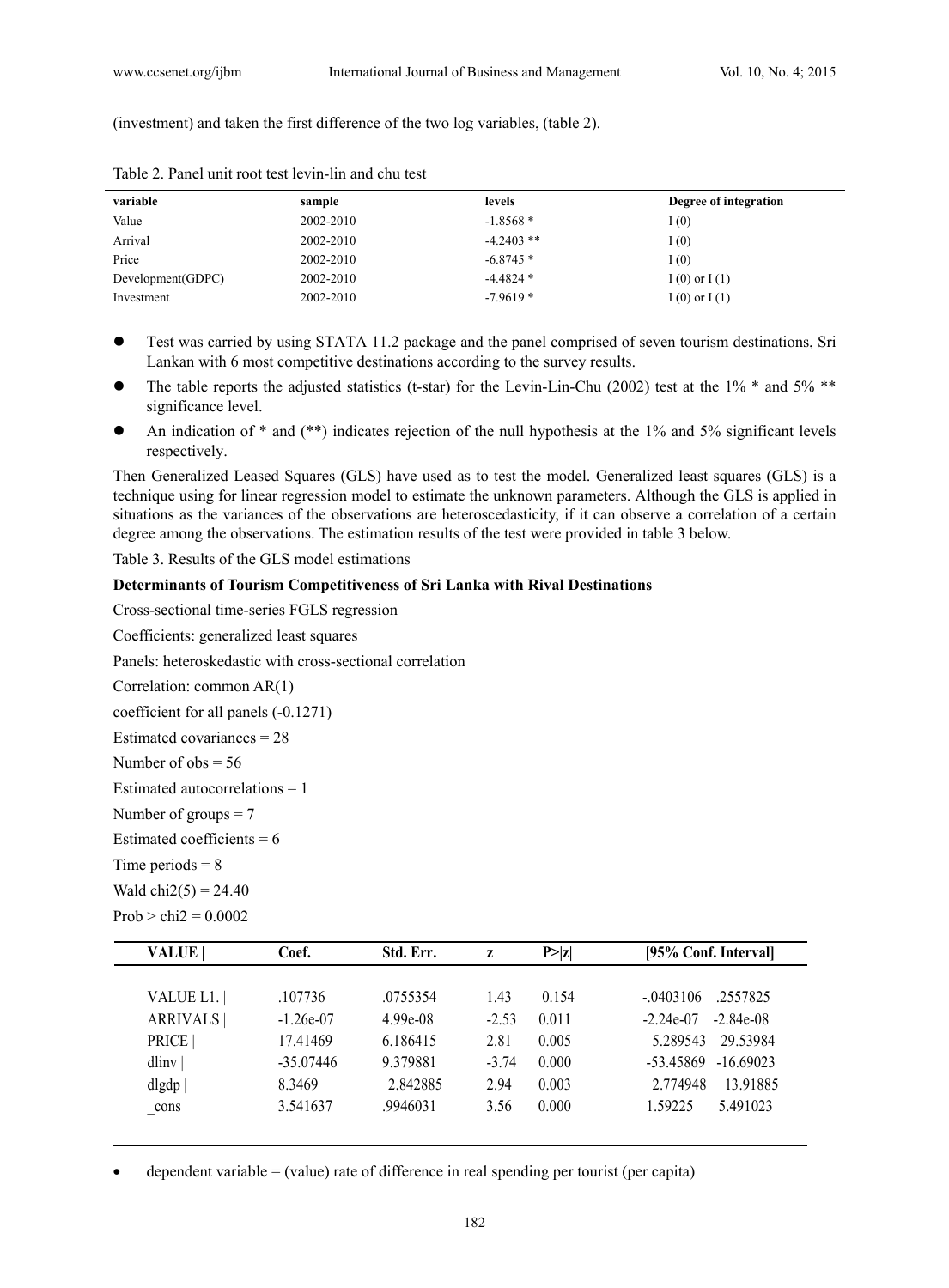(investment) and taken the first difference of the two log variables, (table 2).

Table 2. Panel unit root test levin-lin and chu test

| variable | sample | levels | Degree of integration |
|---|---|---|---|
| Value | 2002-2010 | -1.8568 * | I (0) |
| Arrival | 2002-2010 | -4.2403 ** | I (0) |
| Price | 2002-2010 | -6.8745 * | I (0) |
| Development(GDPC) | 2002-2010 | -4.4824 * | I (0) or I (1) |
| Investment | 2002-2010 | -7.9619 * | I (0) or I (1) |

- Test was carried by using STATA 11.2 package and the panel comprised of seven tourism destinations, Sri Lankan with 6 most competitive destinations according to the survey results.
- The table reports the adjusted statistics (t-star) for the Levin-Lin-Chu (2002) test at the 1% * and 5% ** significance level.
- An indication of * and (**) indicates rejection of the null hypothesis at the 1% and 5% significant levels respectively.

Then Generalized Leased Squares (GLS) have used as to test the model. Generalized least squares (GLS) is a technique using for linear regression model to estimate the unknown parameters. Although the GLS is applied in situations as the variances of the observations are heteroscedasticity, if it can observe a correlation of a certain degree among the observations. The estimation results of the test were provided in table 3 below.

Table 3. Results of the GLS model estimations

**Determinants of Tourism Competitiveness of Sri Lanka with Rival Destinations**

Cross-sectional time-series FGLS regression

Coefficients: generalized least squares

Panels: heteroskedastic with cross-sectional correlation

Correlation: common AR(1)

coefficient for all panels (-0.1271)

Estimated covariances = 28

Number of obs = 56

Estimated autocorrelations = 1

Number of groups = 7

Estimated coefficients = 6

Time periods = 8

Wald chi2(5) = 24.40

Prob > chi2 = 0.0002

| VALUE \| | Coef. | Std. Err. | z | P>\|z\| | [95% Conf. Interval] | |
|---|---|---|---|---|---|---|
| VALUE L1. \| | .107736 | .0755354 | 1.43 | 0.154 | -.0403106 | .2557825 |
| ARRIVALS \| | -1.26e-07 | 4.99e-08 | -2.53 | 0.011 | -2.24e-07 | -2.84e-08 |
| PRICE \| | 17.41469 | 6.186415 | 2.81 | 0.005 | 5.289543 | 29.53984 |
| dlinv \| | -35.07446 | 9.379881 | -3.74 | 0.000 | -53.45869 | -16.69023 |
| dlgdp \| | 8.3469 | 2.842885 | 2.94 | 0.003 | 2.774948 | 13.91885 |
| _cons \| | 3.541637 | .9946031 | 3.56 | 0.000 | 1.59225 | 5.491023 |

- dependent variable = (value) rate of difference in real spending per tourist (per capita)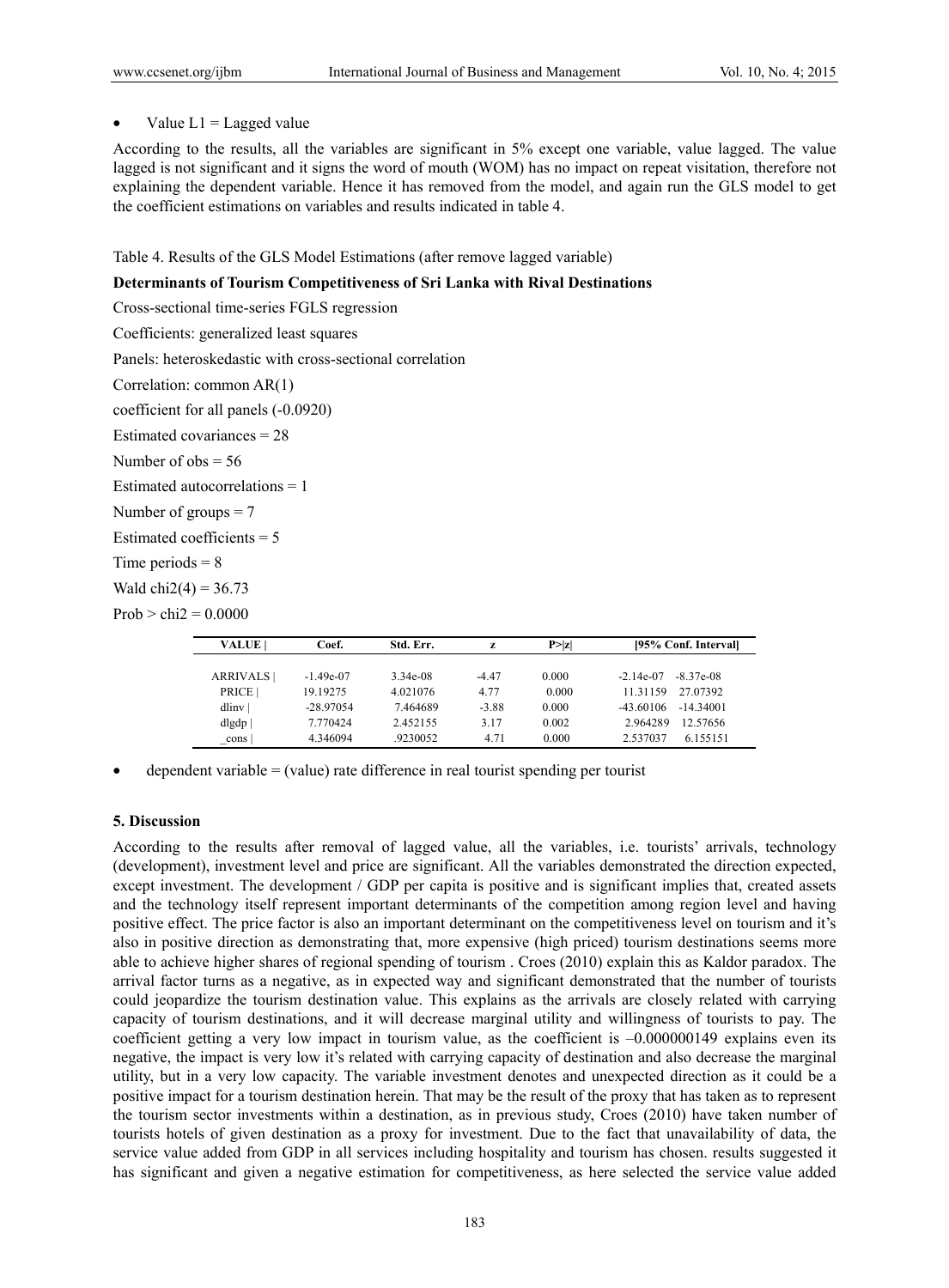- Value L1 = Lagged value

According to the results, all the variables are significant in 5% except one variable, value lagged. The value lagged is not significant and it signs the word of mouth (WOM) has no impact on repeat visitation, therefore not explaining the dependent variable. Hence it has removed from the model, and again run the GLS model to get the coefficient estimations on variables and results indicated in table 4.

Table 4. Results of the GLS Model Estimations (after remove lagged variable)

**Determinants of Tourism Competitiveness of Sri Lanka with Rival Destinations**

Cross-sectional time-series FGLS regression

Coefficients: generalized least squares

Panels: heteroskedastic with cross-sectional correlation

Correlation: common AR(1)

coefficient for all panels (-0.0920)

Estimated covariances = 28

Number of obs = 56

Estimated autocorrelations = 1

Number of groups = 7

Estimated coefficients = 5

Time periods = 8

Wald chi2(4) = 36.73

Prob > chi2 = 0.0000

| VALUE | | Coef. | Std. Err. | z | P>\|z\| | [95% Conf. Interval] | |
|---|---|---|---|---|---|---|
| ARRIVALS \| | -1.49e-07 | 3.34e-08 | -4.47 | 0.000 | -2.14e-07 | -8.37e-08 |
| PRICE \| | 19.19275 | 4.021076 | 4.77 | 0.000 | 11.31159 | 27.07392 |
| dlinv \| | -28.97054 | 7.464689 | -3.88 | 0.000 | -43.60106 | -14.34001 |
| dlgdp \| | 7.770424 | 2.452155 | 3.17 | 0.002 | 2.964289 | 12.57656 |
| _cons \| | 4.346094 | .9230052 | 4.71 | 0.000 | 2.537037 | 6.155151 |

- dependent variable = (value) rate difference in real tourist spending per tourist

## 5. Discussion

According to the results after removal of lagged value, all the variables, i.e. tourists' arrivals, technology (development), investment level and price are significant. All the variables demonstrated the direction expected, except investment. The development / GDP per capita is positive and is significant implies that, created assets and the technology itself represent important determinants of the competition among region level and having positive effect. The price factor is also an important determinant on the competitiveness level on tourism and it's also in positive direction as demonstrating that, more expensive (high priced) tourism destinations seems more able to achieve higher shares of regional spending of tourism . Croes (2010) explain this as Kaldor paradox. The arrival factor turns as a negative, as in expected way and significant demonstrated that the number of tourists could jeopardize the tourism destination value. This explains as the arrivals are closely related with carrying capacity of tourism destinations, and it will decrease marginal utility and willingness of tourists to pay. The coefficient getting a very low impact in tourism value, as the coefficient is –0.000000149 explains even its negative, the impact is very low it's related with carrying capacity of destination and also decrease the marginal utility, but in a very low capacity. The variable investment denotes and unexpected direction as it could be a positive impact for a tourism destination herein. That may be the result of the proxy that has taken as to represent the tourism sector investments within a destination, as in previous study, Croes (2010) have taken number of tourists hotels of given destination as a proxy for investment. Due to the fact that unavailability of data, the service value added from GDP in all services including hospitality and tourism has chosen. results suggested it has significant and given a negative estimation for competitiveness, as here selected the service value added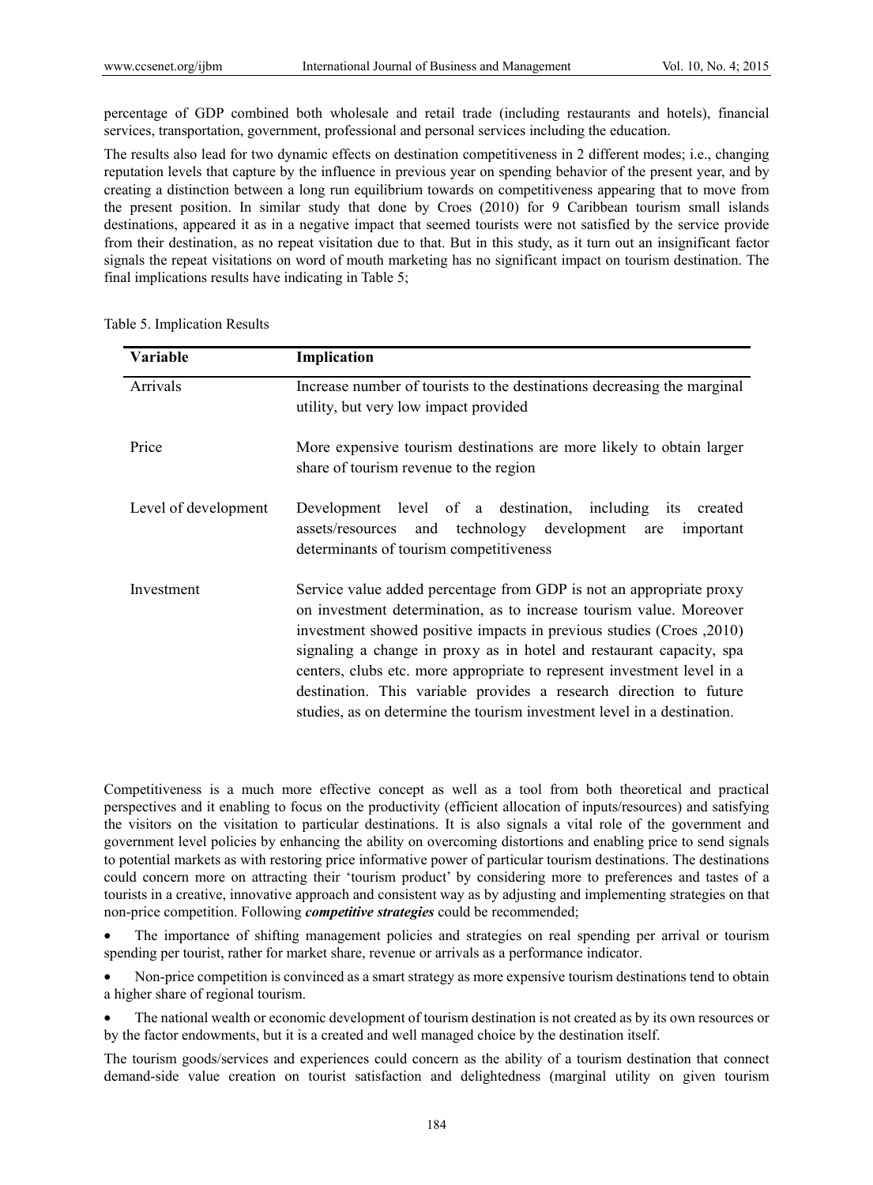percentage of GDP combined both wholesale and retail trade (including restaurants and hotels), financial services, transportation, government, professional and personal services including the education.

The results also lead for two dynamic effects on destination competitiveness in 2 different modes; i.e., changing reputation levels that capture by the influence in previous year on spending behavior of the present year, and by creating a distinction between a long run equilibrium towards on competitiveness appearing that to move from the present position. In similar study that done by Croes (2010) for 9 Caribbean tourism small islands destinations, appeared it as in a negative impact that seemed tourists were not satisfied by the service provide from their destination, as no repeat visitation due to that. But in this study, as it turn out an insignificant factor signals the repeat visitations on word of mouth marketing has no significant impact on tourism destination. The final implications results have indicating in Table 5;

Table 5. Implication Results

| Variable | Implication |
|---|---|
| Arrivals | Increase number of tourists to the destinations decreasing the marginal utility, but very low impact provided |
| Price | More expensive tourism destinations are more likely to obtain larger share of tourism revenue to the region |
| Level of development | Development level of a destination, including its created assets/resources and technology development are important determinants of tourism competitiveness |
| Investment | Service value added percentage from GDP is not an appropriate proxy on investment determination, as to increase tourism value. Moreover investment showed positive impacts in previous studies (Croes ,2010) signaling a change in proxy as in hotel and restaurant capacity, spa centers, clubs etc. more appropriate to represent investment level in a destination. This variable provides a research direction to future studies, as on determine the tourism investment level in a destination. |

Competitiveness is a much more effective concept as well as a tool from both theoretical and practical perspectives and it enabling to focus on the productivity (efficient allocation of inputs/resources) and satisfying the visitors on the visitation to particular destinations. It is also signals a vital role of the government and government level policies by enhancing the ability on overcoming distortions and enabling price to send signals to potential markets as with restoring price informative power of particular tourism destinations. The destinations could concern more on attracting their 'tourism product' by considering more to preferences and tastes of a tourists in a creative, innovative approach and consistent way as by adjusting and implementing strategies on that non-price competition. Following ***competitive strategies*** could be recommended;

- The importance of shifting management policies and strategies on real spending per arrival or tourism spending per tourist, rather for market share, revenue or arrivals as a performance indicator.
- Non-price competition is convinced as a smart strategy as more expensive tourism destinations tend to obtain a higher share of regional tourism.
- The national wealth or economic development of tourism destination is not created as by its own resources or by the factor endowments, but it is a created and well managed choice by the destination itself.

The tourism goods/services and experiences could concern as the ability of a tourism destination that connect demand-side value creation on tourist satisfaction and delightedness (marginal utility on given tourism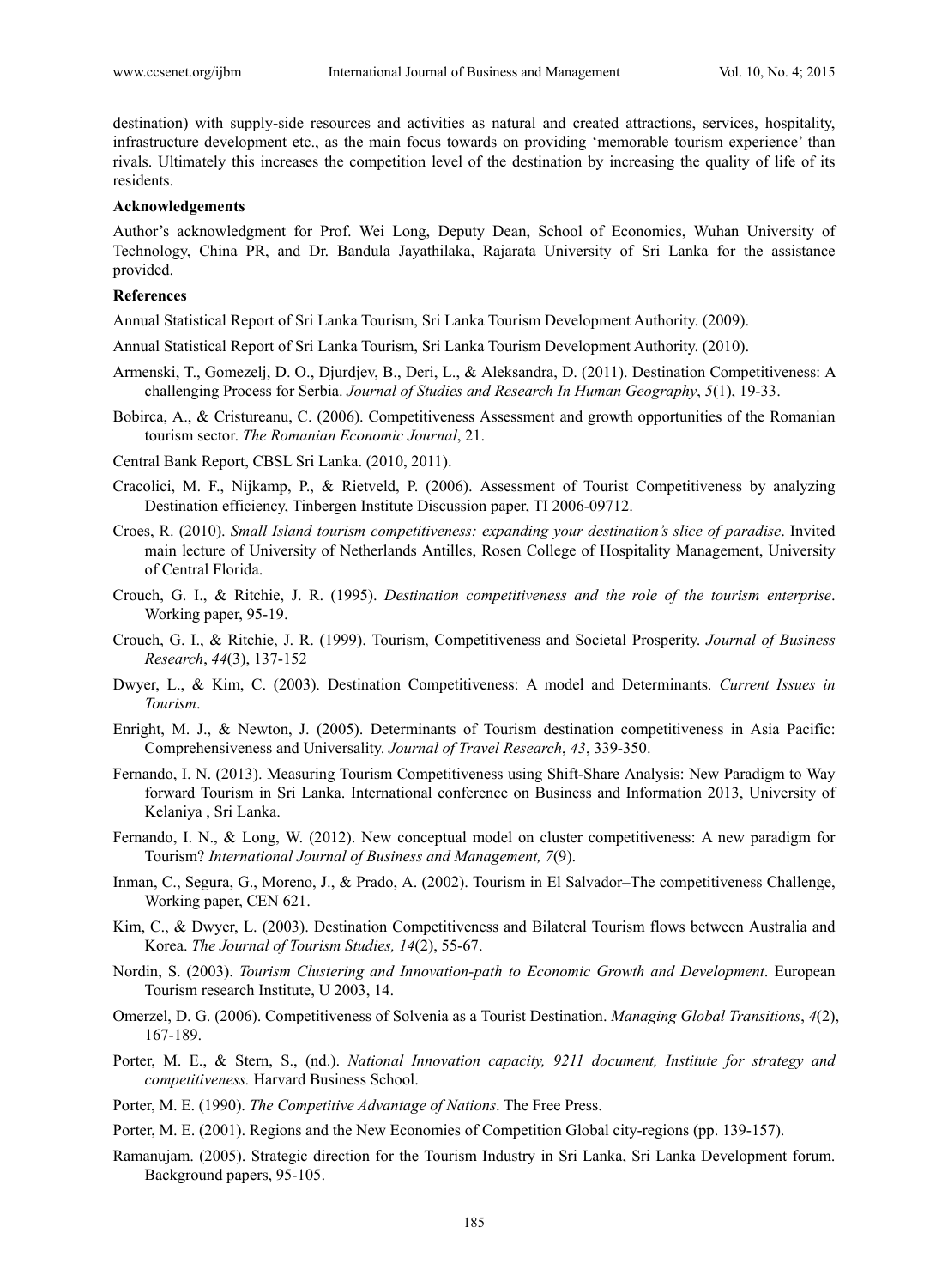destination) with supply-side resources and activities as natural and created attractions, services, hospitality, infrastructure development etc., as the main focus towards on providing 'memorable tourism experience' than rivals. Ultimately this increases the competition level of the destination by increasing the quality of life of its residents.

**Acknowledgements**

Author's acknowledgment for Prof. Wei Long, Deputy Dean, School of Economics, Wuhan University of Technology, China PR, and Dr. Bandula Jayathilaka, Rajarata University of Sri Lanka for the assistance provided.

**References**

Annual Statistical Report of Sri Lanka Tourism, Sri Lanka Tourism Development Authority. (2009).

Annual Statistical Report of Sri Lanka Tourism, Sri Lanka Tourism Development Authority. (2010).

Armenski, T., Gomezelj, D. O., Djurdjev, B., Deri, L., & Aleksandra, D. (2011). Destination Competitiveness: A challenging Process for Serbia. *Journal of Studies and Research In Human Geography*, *5*(1), 19-33.

Bobirca, A., & Cristureanu, C. (2006). Competitiveness Assessment and growth opportunities of the Romanian tourism sector. *The Romanian Economic Journal*, 21.

Central Bank Report, CBSL Sri Lanka. (2010, 2011).

Cracolici, M. F., Nijkamp, P., & Rietveld, P. (2006). Assessment of Tourist Competitiveness by analyzing Destination efficiency, Tinbergen Institute Discussion paper, TI 2006-09712.

Croes, R. (2010). *Small Island tourism competitiveness: expanding your destination's slice of paradise*. Invited main lecture of University of Netherlands Antilles, Rosen College of Hospitality Management, University of Central Florida.

Crouch, G. I., & Ritchie, J. R. (1995). *Destination competitiveness and the role of the tourism enterprise*. Working paper, 95-19.

Crouch, G. I., & Ritchie, J. R. (1999). Tourism, Competitiveness and Societal Prosperity. *Journal of Business Research*, *44*(3), 137-152

Dwyer, L., & Kim, C. (2003). Destination Competitiveness: A model and Determinants. *Current Issues in Tourism*.

Enright, M. J., & Newton, J. (2005). Determinants of Tourism destination competitiveness in Asia Pacific: Comprehensiveness and Universality. *Journal of Travel Research*, *43*, 339-350.

Fernando, I. N. (2013). Measuring Tourism Competitiveness using Shift-Share Analysis: New Paradigm to Way forward Tourism in Sri Lanka. International conference on Business and Information 2013, University of Kelaniya , Sri Lanka.

Fernando, I. N., & Long, W. (2012). New conceptual model on cluster competitiveness: A new paradigm for Tourism? *International Journal of Business and Management, 7*(9).

Inman, C., Segura, G., Moreno, J., & Prado, A. (2002). Tourism in El Salvador–The competitiveness Challenge, Working paper, CEN 621.

Kim, C., & Dwyer, L. (2003). Destination Competitiveness and Bilateral Tourism flows between Australia and Korea. *The Journal of Tourism Studies, 14*(2), 55-67.

Nordin, S. (2003). *Tourism Clustering and Innovation-path to Economic Growth and Development*. European Tourism research Institute, U 2003, 14.

Omerzel, D. G. (2006). Competitiveness of Solvenia as a Tourist Destination. *Managing Global Transitions*, *4*(2), 167-189.

Porter, M. E., & Stern, S., (nd.). *National Innovation capacity, 9211 document, Institute for strategy and competitiveness.* Harvard Business School.

Porter, M. E. (1990). *The Competitive Advantage of Nations*. The Free Press.

Porter, M. E. (2001). Regions and the New Economies of Competition Global city-regions (pp. 139-157).

Ramanujam. (2005). Strategic direction for the Tourism Industry in Sri Lanka, Sri Lanka Development forum. Background papers, 95-105.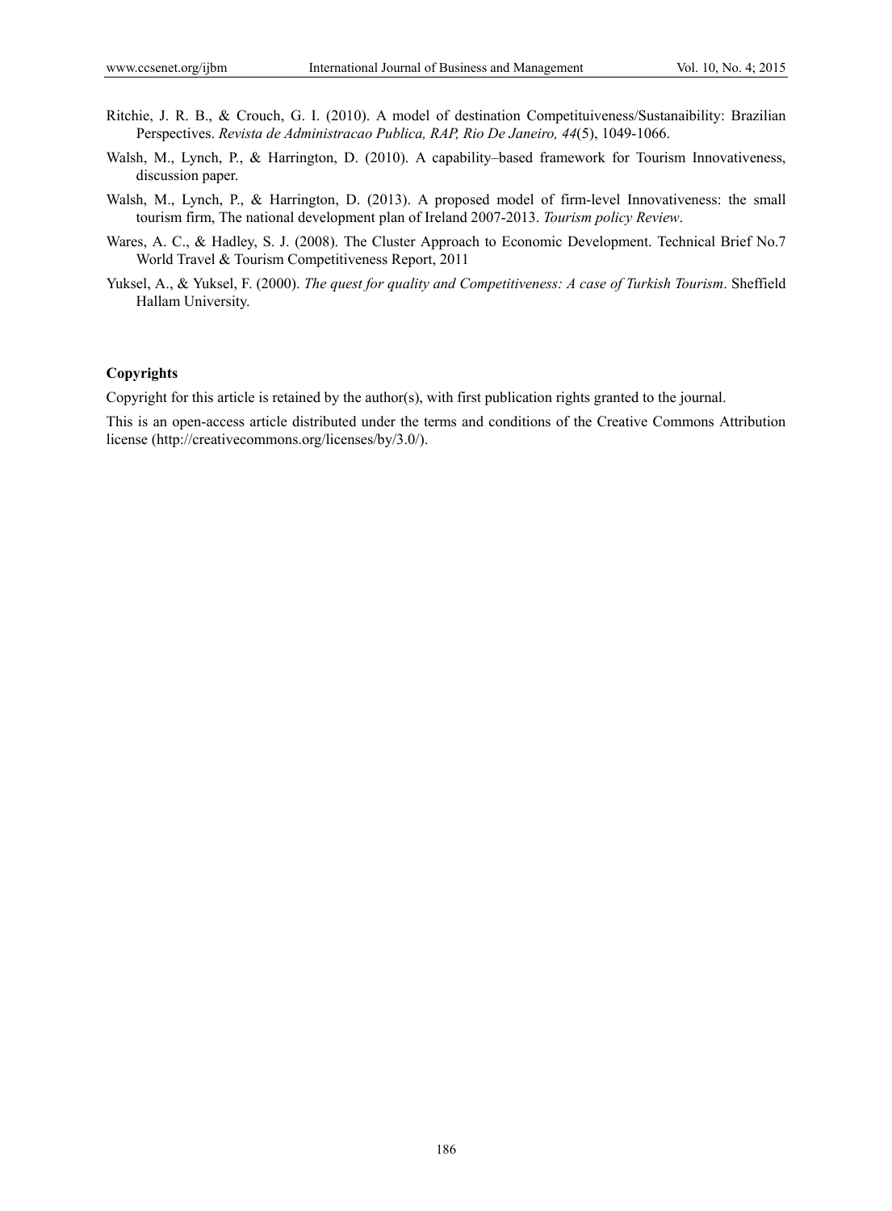Ritchie, J. R. B., & Crouch, G. I. (2010). A model of destination Competituiveness/Sustanaibility: Brazilian Perspectives. *Revista de Administracao Publica, RAP, Rio De Janeiro, 44*(5), 1049-1066.

Walsh, M., Lynch, P., & Harrington, D. (2010). A capability–based framework for Tourism Innovativeness, discussion paper.

Walsh, M., Lynch, P., & Harrington, D. (2013). A proposed model of firm-level Innovativeness: the small tourism firm, The national development plan of Ireland 2007-2013. *Tourism policy Review*.

Wares, A. C., & Hadley, S. J. (2008). The Cluster Approach to Economic Development. Technical Brief No.7 World Travel & Tourism Competitiveness Report, 2011

Yuksel, A., & Yuksel, F. (2000). *The quest for quality and Competitiveness: A case of Turkish Tourism*. Sheffield Hallam University.

**Copyrights**

Copyright for this article is retained by the author(s), with first publication rights granted to the journal.

This is an open-access article distributed under the terms and conditions of the Creative Commons Attribution license (http://creativecommons.org/licenses/by/3.0/).